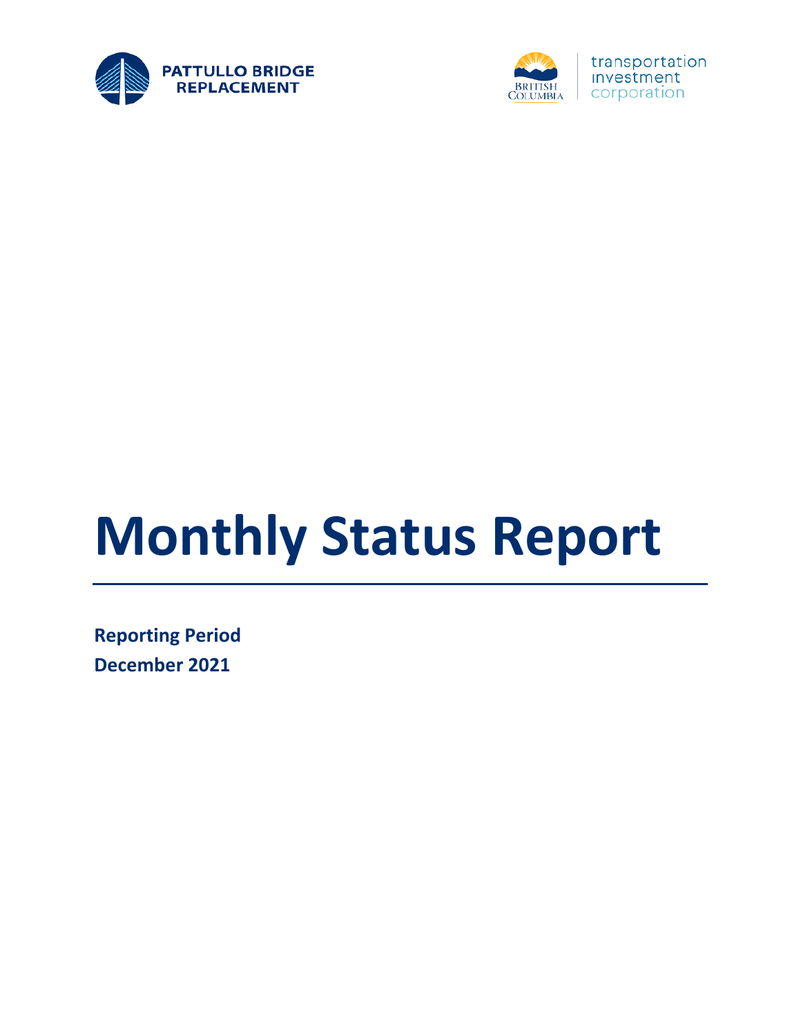PATTULLO BRIDGE REPLACEMENT

BRITISH COLUMBIA | transportation investment corporation

# Monthly Status Report

**Reporting Period**

**December 2021**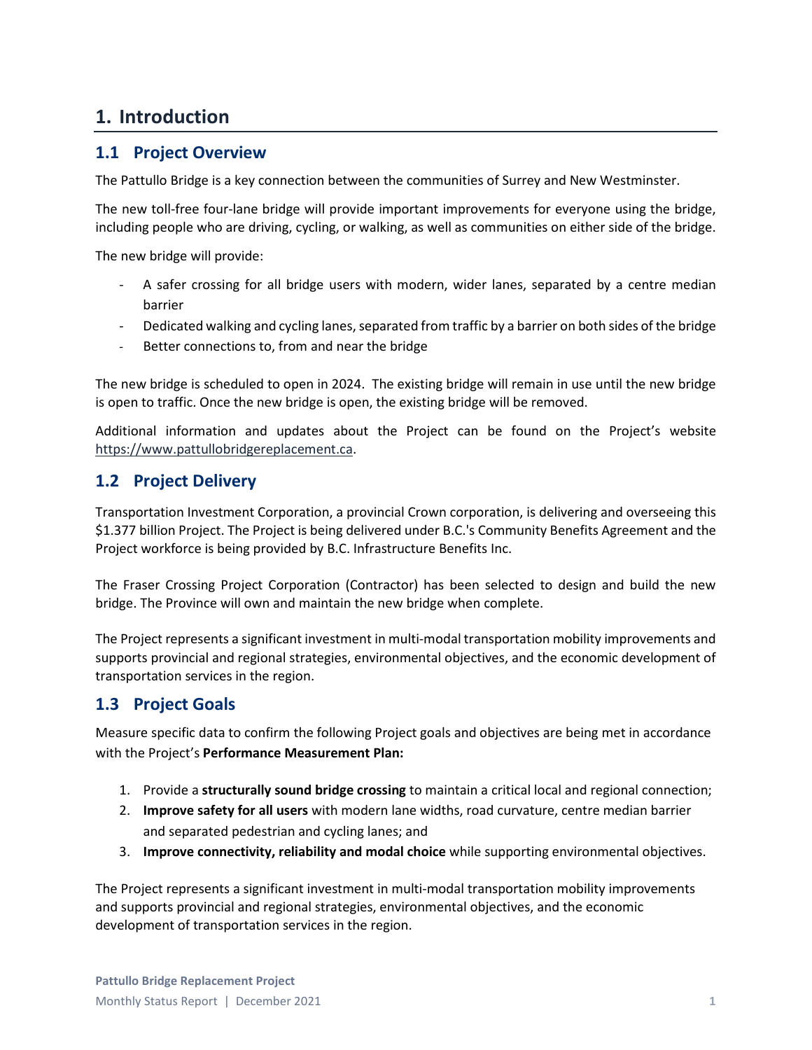# 1. Introduction

## 1.1 Project Overview

The Pattullo Bridge is a key connection between the communities of Surrey and New Westminster.

The new toll-free four-lane bridge will provide important improvements for everyone using the bridge, including people who are driving, cycling, or walking, as well as communities on either side of the bridge.

The new bridge will provide:

- A safer crossing for all bridge users with modern, wider lanes, separated by a centre median barrier
- Dedicated walking and cycling lanes, separated from traffic by a barrier on both sides of the bridge
- Better connections to, from and near the bridge

The new bridge is scheduled to open in 2024. The existing bridge will remain in use until the new bridge is open to traffic. Once the new bridge is open, the existing bridge will be removed.

Additional information and updates about the Project can be found on the Project's website https://www.pattullobridgereplacement.ca.

## 1.2 Project Delivery

Transportation Investment Corporation, a provincial Crown corporation, is delivering and overseeing this $1.377 billion Project. The Project is being delivered under B.C.'s Community Benefits Agreement and the Project workforce is being provided by B.C. Infrastructure Benefits Inc.

The Fraser Crossing Project Corporation (Contractor) has been selected to design and build the new bridge. The Province will own and maintain the new bridge when complete.

The Project represents a significant investment in multi-modal transportation mobility improvements and supports provincial and regional strategies, environmental objectives, and the economic development of transportation services in the region.

## 1.3 Project Goals

Measure specific data to confirm the following Project goals and objectives are being met in accordance with the Project's **Performance Measurement Plan:**

1. Provide a **structurally sound bridge crossing** to maintain a critical local and regional connection;
2. **Improve safety for all users** with modern lane widths, road curvature, centre median barrier and separated pedestrian and cycling lanes; and
3. **Improve connectivity, reliability and modal choice** while supporting environmental objectives.

The Project represents a significant investment in multi-modal transportation mobility improvements and supports provincial and regional strategies, environmental objectives, and the economic development of transportation services in the region.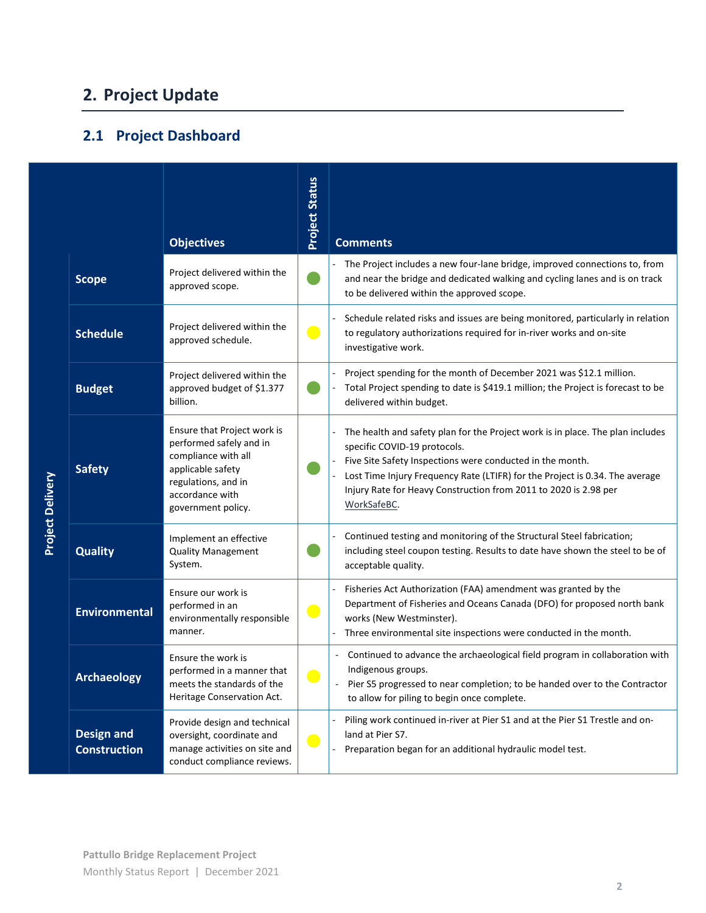# 2. Project Update

## 2.1 Project Dashboard

| Project Delivery | Objectives | Project Status | Comments |
|---|---|---|---|
| **Scope** | Project delivered within the approved scope. | Green | - The Project includes a new four-lane bridge, improved connections to, from and near the bridge and dedicated walking and cycling lanes and is on track to be delivered within the approved scope. |
| **Schedule** | Project delivered within the approved schedule. | Yellow | - Schedule related risks and issues are being monitored, particularly in relation to regulatory authorizations required for in-river works and on-site investigative work. |
| **Budget** | Project delivered within the approved budget of $1.377 billion. | Green | - Project spending for the month of December 2021 was $12.1 million.<br>- Total Project spending to date is $419.1 million; the Project is forecast to be delivered within budget. |
| **Safety** | Ensure that Project work is performed safely and in compliance with all applicable safety regulations, and in accordance with government policy. | Green | - The health and safety plan for the Project work is in place. The plan includes specific COVID-19 protocols.<br>- Five Site Safety Inspections were conducted in the month.<br>- Lost Time Injury Frequency Rate (LTIFR) for the Project is 0.34. The average Injury Rate for Heavy Construction from 2011 to 2020 is 2.98 per WorkSafeBC. |
| **Quality** | Implement an effective Quality Management System. | Green | - Continued testing and monitoring of the Structural Steel fabrication; including steel coupon testing. Results to date have shown the steel to be of acceptable quality. |
| **Environmental** | Ensure our work is performed in an environmentally responsible manner. | Yellow | - Fisheries Act Authorization (FAA) amendment was granted by the Department of Fisheries and Oceans Canada (DFO) for proposed north bank works (New Westminster).<br>- Three environmental site inspections were conducted in the month. |
| **Archaeology** | Ensure the work is performed in a manner that meets the standards of the Heritage Conservation Act. | Yellow | - Continued to advance the archaeological field program in collaboration with Indigenous groups.<br>- Pier S5 progressed to near completion; to be handed over to the Contractor to allow for piling to begin once complete. |
| **Design and Construction** | Provide design and technical oversight, coordinate and manage activities on site and conduct compliance reviews. | Yellow | - Piling work continued in-river at Pier S1 and at the Pier S1 Trestle and on-land at Pier S7.<br>- Preparation began for an additional hydraulic model test. |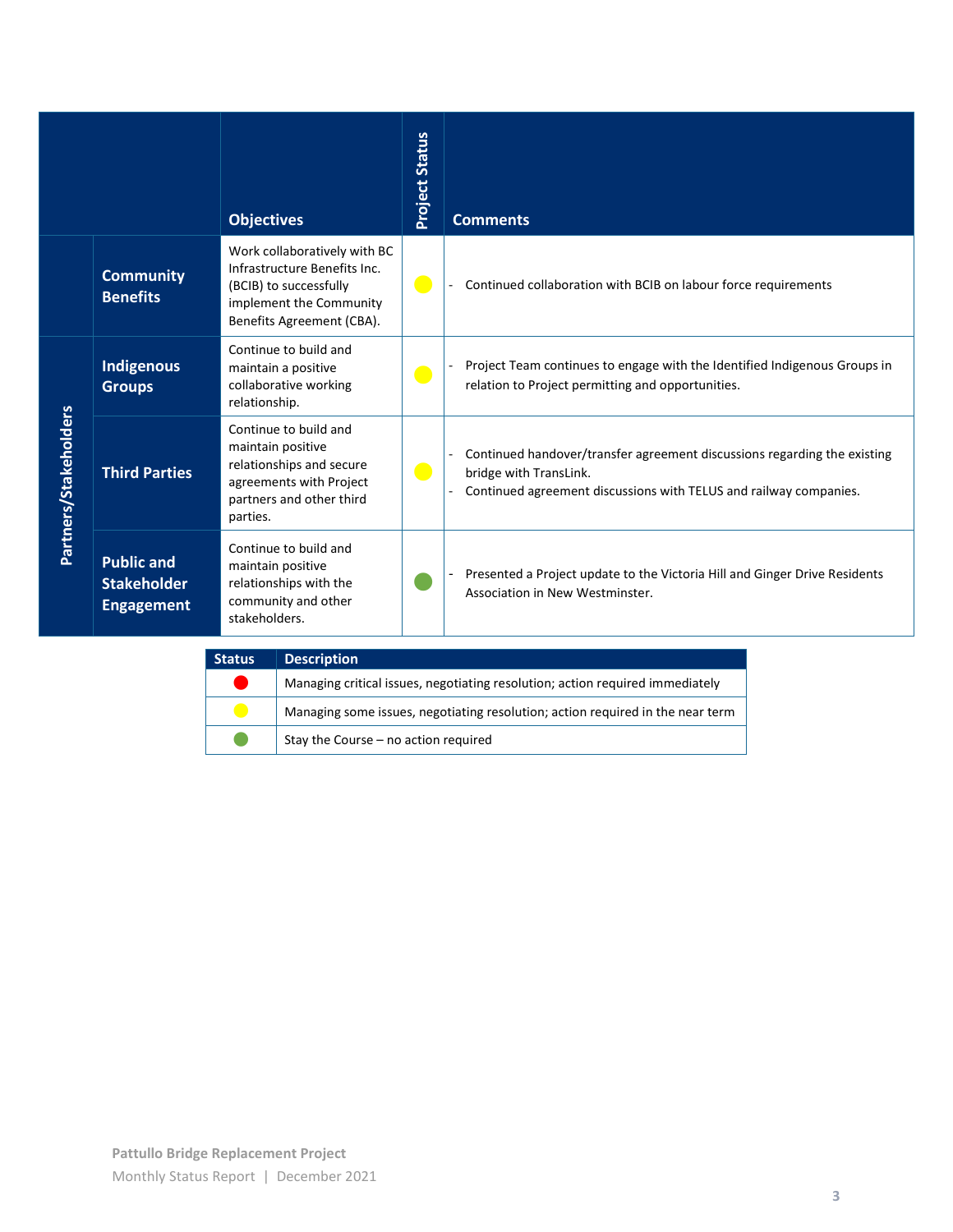| | | Objectives | Project Status | Comments |
|---|---|---|---|---|
| | **Community Benefits** | Work collaboratively with BC Infrastructure Benefits Inc. (BCIB) to successfully implement the Community Benefits Agreement (CBA). | 🟡 | - Continued collaboration with BCIB on labour force requirements |
| **Partners/Stakeholders** | **Indigenous Groups** | Continue to build and maintain a positive collaborative working relationship. | 🟡 | - Project Team continues to engage with the Identified Indigenous Groups in relation to Project permitting and opportunities. |
| | **Third Parties** | Continue to build and maintain positive relationships and secure agreements with Project partners and other third parties. | 🟡 | - Continued handover/transfer agreement discussions regarding the existing bridge with TransLink.<br>- Continued agreement discussions with TELUS and railway companies. |
| | **Public and Stakeholder Engagement** | Continue to build and maintain positive relationships with the community and other stakeholders. | 🟢 | - Presented a Project update to the Victoria Hill and Ginger Drive Residents Association in New Westminster. |

| Status | Description |
|---|---|
| 🔴 | Managing critical issues, negotiating resolution; action required immediately |
| 🟡 | Managing some issues, negotiating resolution; action required in the near term |
| 🟢 | Stay the Course – no action required |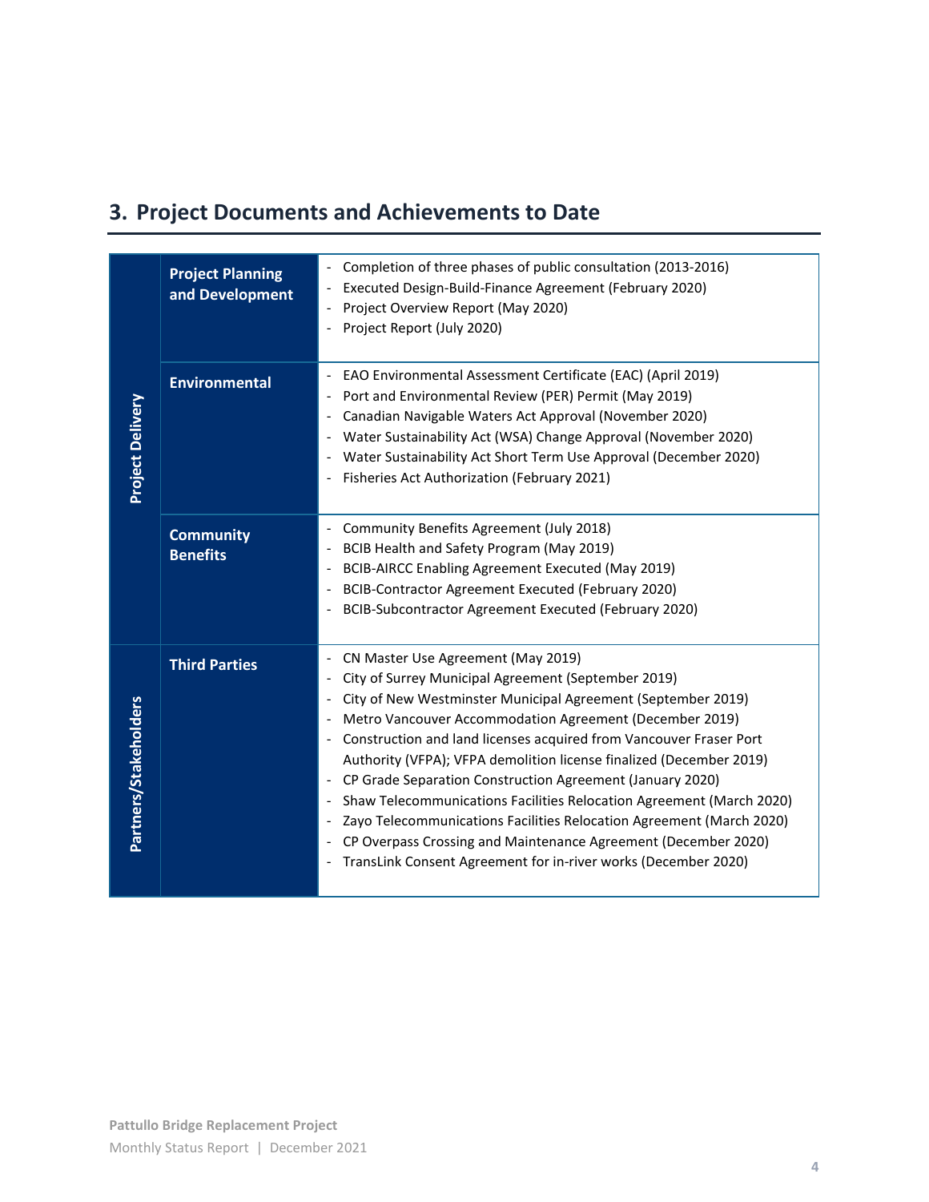## 3. Project Documents and Achievements to Date

| | | |
|---|---|---|
| Project Delivery | **Project Planning and Development** | - Completion of three phases of public consultation (2013-2016)<br>- Executed Design-Build-Finance Agreement (February 2020)<br>- Project Overview Report (May 2020)<br>- Project Report (July 2020) |
| | **Environmental** | - EAO Environmental Assessment Certificate (EAC) (April 2019)<br>- Port and Environmental Review (PER) Permit (May 2019)<br>- Canadian Navigable Waters Act Approval (November 2020)<br>- Water Sustainability Act (WSA) Change Approval (November 2020)<br>- Water Sustainability Act Short Term Use Approval (December 2020)<br>- Fisheries Act Authorization (February 2021) |
| | **Community Benefits** | - Community Benefits Agreement (July 2018)<br>- BCIB Health and Safety Program (May 2019)<br>- BCIB-AIRCC Enabling Agreement Executed (May 2019)<br>- BCIB-Contractor Agreement Executed (February 2020)<br>- BCIB-Subcontractor Agreement Executed (February 2020) |
| Partners/Stakeholders | **Third Parties** | - CN Master Use Agreement (May 2019)<br>- City of Surrey Municipal Agreement (September 2019)<br>- City of New Westminster Municipal Agreement (September 2019)<br>- Metro Vancouver Accommodation Agreement (December 2019)<br>- Construction and land licenses acquired from Vancouver Fraser Port Authority (VFPA); VFPA demolition license finalized (December 2019)<br>- CP Grade Separation Construction Agreement (January 2020)<br>- Shaw Telecommunications Facilities Relocation Agreement (March 2020)<br>- Zayo Telecommunications Facilities Relocation Agreement (March 2020)<br>- CP Overpass Crossing and Maintenance Agreement (December 2020)<br>- TransLink Consent Agreement for in-river works (December 2020) |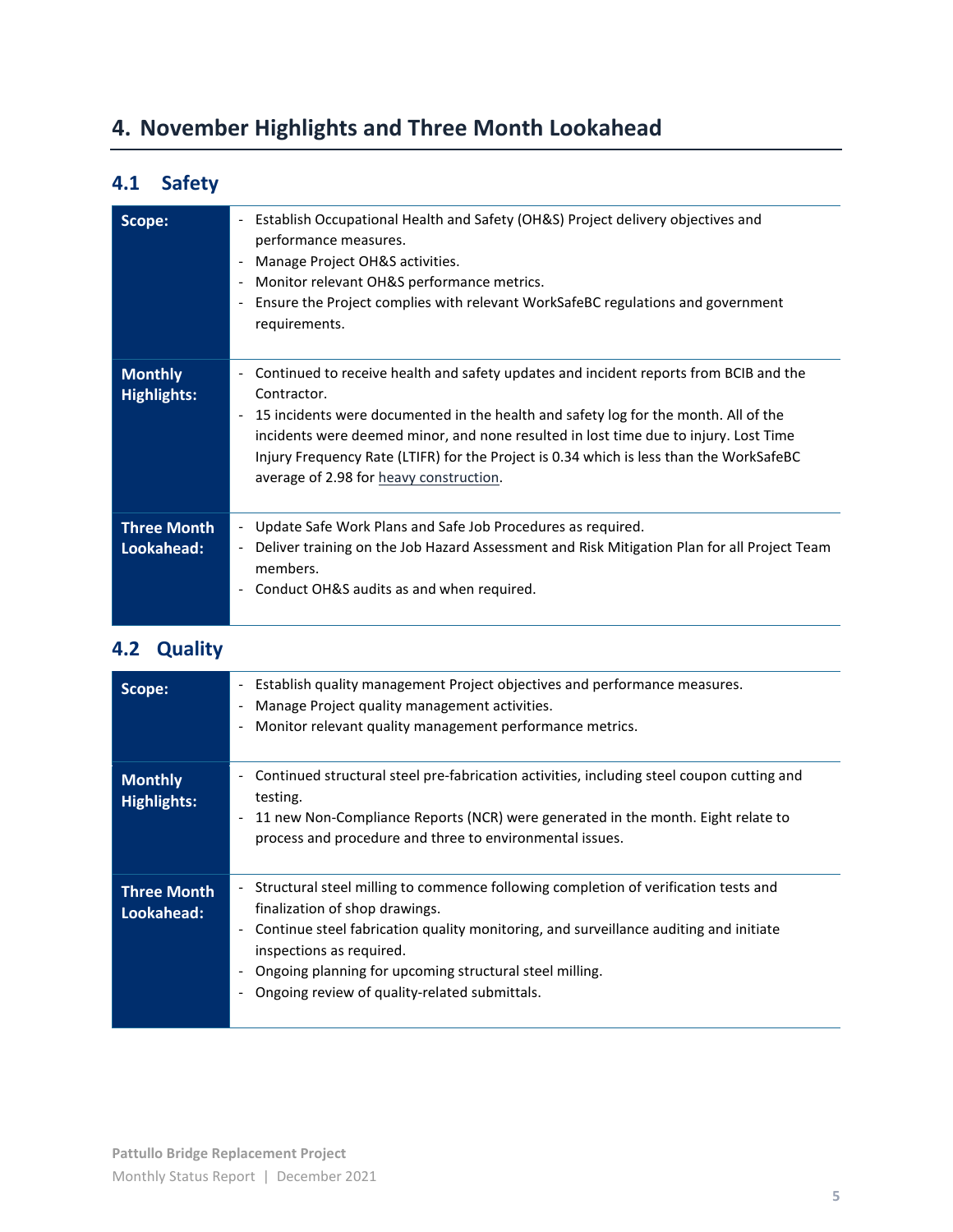# 4. November Highlights and Three Month Lookahead

## 4.1 Safety

| | |
|---|---|
| **Scope:** | - Establish Occupational Health and Safety (OH&S) Project delivery objectives and performance measures.<br>- Manage Project OH&S activities.<br>- Monitor relevant OH&S performance metrics.<br>- Ensure the Project complies with relevant WorkSafeBC regulations and government requirements. |
| **Monthly Highlights:** | - Continued to receive health and safety updates and incident reports from BCIB and the Contractor.<br>- 15 incidents were documented in the health and safety log for the month. All of the incidents were deemed minor, and none resulted in lost time due to injury. Lost Time Injury Frequency Rate (LTIFR) for the Project is 0.34 which is less than the WorkSafeBC average of 2.98 for heavy construction. |
| **Three Month Lookahead:** | - Update Safe Work Plans and Safe Job Procedures as required.<br>- Deliver training on the Job Hazard Assessment and Risk Mitigation Plan for all Project Team members.<br>- Conduct OH&S audits as and when required. |

## 4.2 Quality

| | |
|---|---|
| **Scope:** | - Establish quality management Project objectives and performance measures.<br>- Manage Project quality management activities.<br>- Monitor relevant quality management performance metrics. |
| **Monthly Highlights:** | - Continued structural steel pre-fabrication activities, including steel coupon cutting and testing.<br>- 11 new Non-Compliance Reports (NCR) were generated in the month. Eight relate to process and procedure and three to environmental issues. |
| **Three Month Lookahead:** | - Structural steel milling to commence following completion of verification tests and finalization of shop drawings.<br>- Continue steel fabrication quality monitoring, and surveillance auditing and initiate inspections as required.<br>- Ongoing planning for upcoming structural steel milling.<br>- Ongoing review of quality-related submittals. |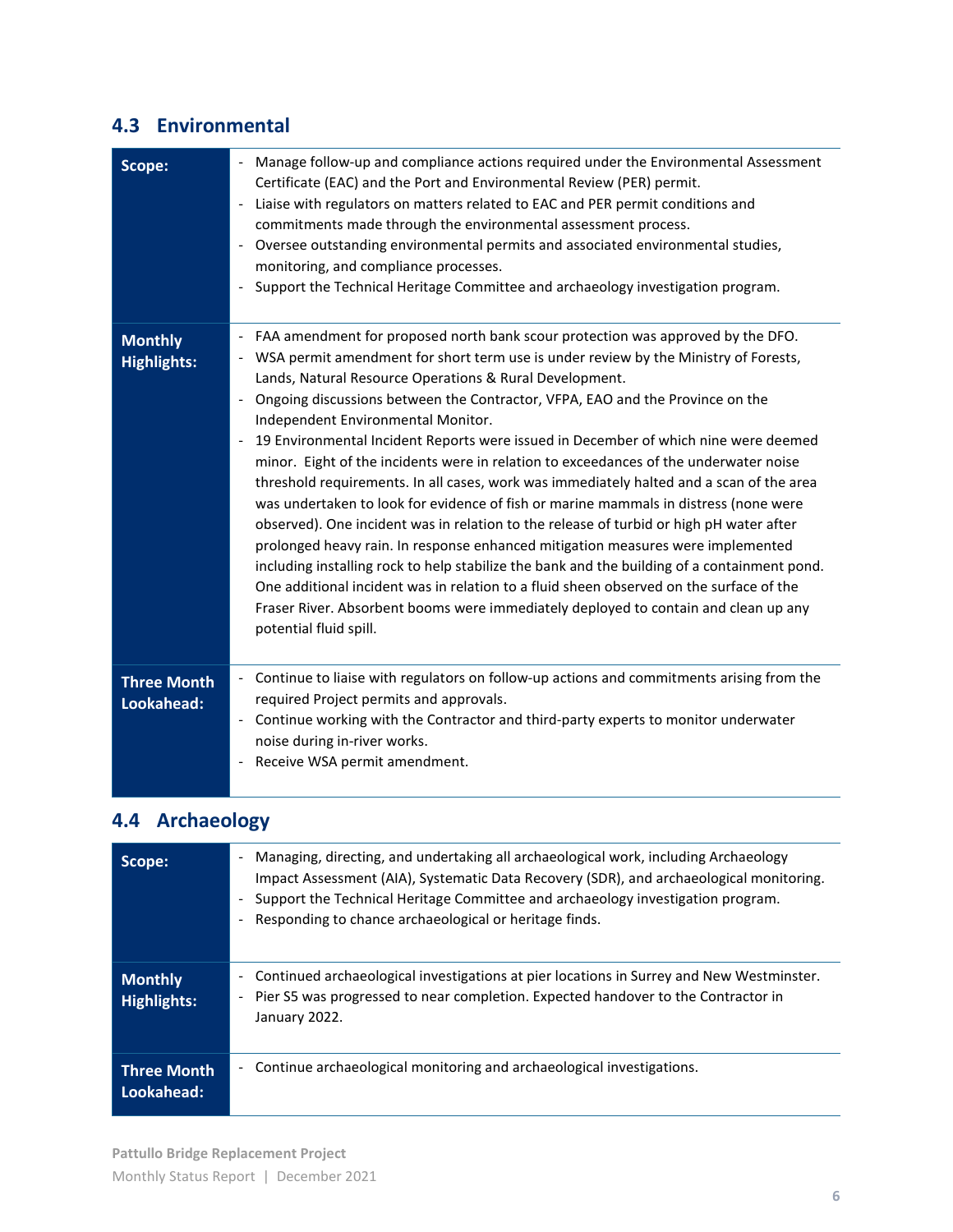## 4.3 Environmental

| | |
|---|---|
| **Scope:** | - Manage follow-up and compliance actions required under the Environmental Assessment Certificate (EAC) and the Port and Environmental Review (PER) permit.<br>- Liaise with regulators on matters related to EAC and PER permit conditions and commitments made through the environmental assessment process.<br>- Oversee outstanding environmental permits and associated environmental studies, monitoring, and compliance processes.<br>- Support the Technical Heritage Committee and archaeology investigation program. |
| **Monthly Highlights:** | - FAA amendment for proposed north bank scour protection was approved by the DFO.<br>- WSA permit amendment for short term use is under review by the Ministry of Forests, Lands, Natural Resource Operations & Rural Development.<br>- Ongoing discussions between the Contractor, VFPA, EAO and the Province on the Independent Environmental Monitor.<br>- 19 Environmental Incident Reports were issued in December of which nine were deemed minor. Eight of the incidents were in relation to exceedances of the underwater noise threshold requirements. In all cases, work was immediately halted and a scan of the area was undertaken to look for evidence of fish or marine mammals in distress (none were observed). One incident was in relation to the release of turbid or high pH water after prolonged heavy rain. In response enhanced mitigation measures were implemented including installing rock to help stabilize the bank and the building of a containment pond. One additional incident was in relation to a fluid sheen observed on the surface of the Fraser River. Absorbent booms were immediately deployed to contain and clean up any potential fluid spill. |
| **Three Month Lookahead:** | - Continue to liaise with regulators on follow-up actions and commitments arising from the required Project permits and approvals.<br>- Continue working with the Contractor and third-party experts to monitor underwater noise during in-river works.<br>- Receive WSA permit amendment. |

## 4.4 Archaeology

| | |
|---|---|
| **Scope:** | - Managing, directing, and undertaking all archaeological work, including Archaeology Impact Assessment (AIA), Systematic Data Recovery (SDR), and archaeological monitoring.<br>- Support the Technical Heritage Committee and archaeology investigation program.<br>- Responding to chance archaeological or heritage finds. |
| **Monthly Highlights:** | - Continued archaeological investigations at pier locations in Surrey and New Westminster.<br>- Pier S5 was progressed to near completion. Expected handover to the Contractor in January 2022. |
| **Three Month Lookahead:** | - Continue archaeological monitoring and archaeological investigations. |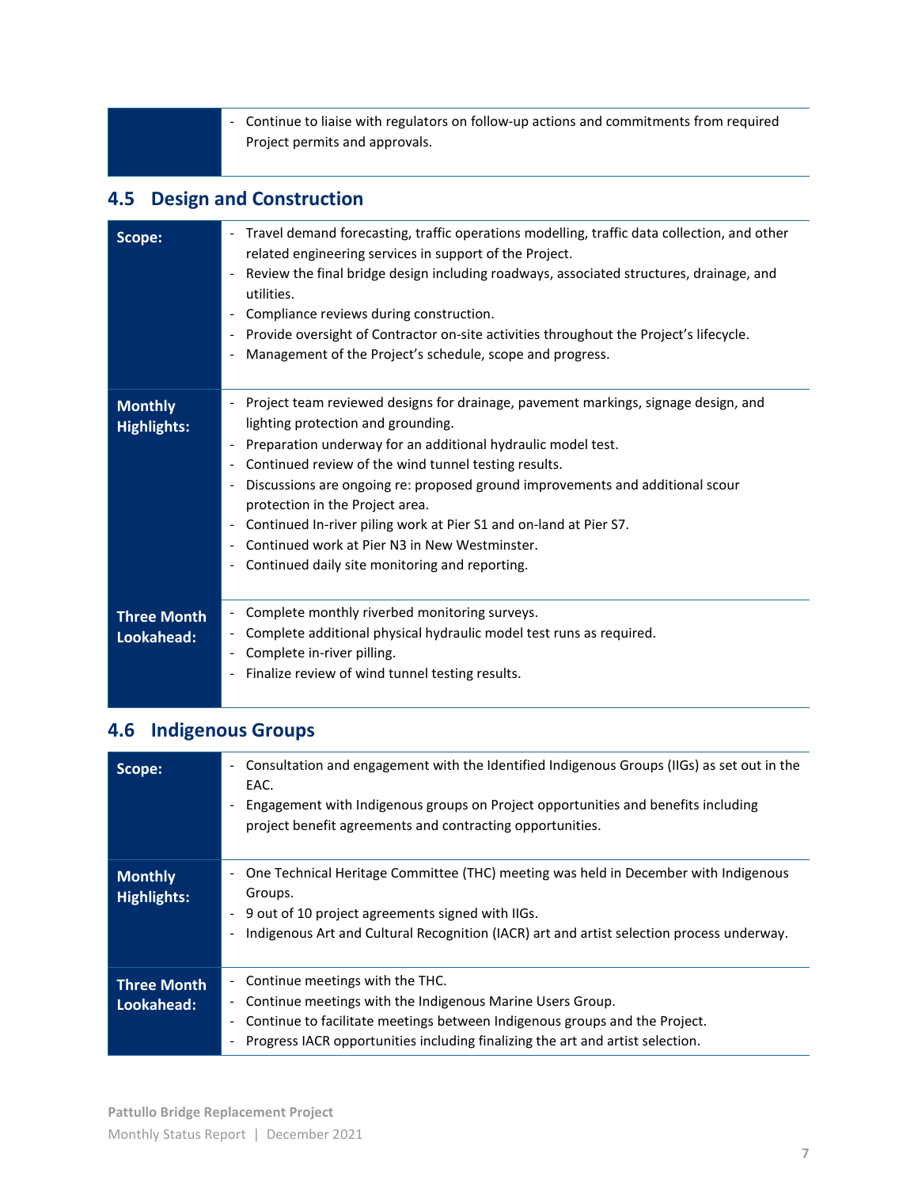| | |
|---|---|
| | - Continue to liaise with regulators on follow-up actions and commitments from required Project permits and approvals. |

## 4.5 Design and Construction

| | |
|---|---|
| **Scope:** | - Travel demand forecasting, traffic operations modelling, traffic data collection, and other related engineering services in support of the Project.<br>- Review the final bridge design including roadways, associated structures, drainage, and utilities.<br>- Compliance reviews during construction.<br>- Provide oversight of Contractor on-site activities throughout the Project's lifecycle.<br>- Management of the Project's schedule, scope and progress. |
| **Monthly Highlights:** | - Project team reviewed designs for drainage, pavement markings, signage design, and lighting protection and grounding.<br>- Preparation underway for an additional hydraulic model test.<br>- Continued review of the wind tunnel testing results.<br>- Discussions are ongoing re: proposed ground improvements and additional scour protection in the Project area.<br>- Continued In-river piling work at Pier S1 and on-land at Pier S7.<br>- Continued work at Pier N3 in New Westminster.<br>- Continued daily site monitoring and reporting. |
| **Three Month Lookahead:** | - Complete monthly riverbed monitoring surveys.<br>- Complete additional physical hydraulic model test runs as required.<br>- Complete in-river pilling.<br>- Finalize review of wind tunnel testing results. |

## 4.6 Indigenous Groups

| | |
|---|---|
| **Scope:** | - Consultation and engagement with the Identified Indigenous Groups (IIGs) as set out in the EAC.<br>- Engagement with Indigenous groups on Project opportunities and benefits including project benefit agreements and contracting opportunities. |
| **Monthly Highlights:** | - One Technical Heritage Committee (THC) meeting was held in December with Indigenous Groups.<br>- 9 out of 10 project agreements signed with IIGs.<br>- Indigenous Art and Cultural Recognition (IACR) art and artist selection process underway. |
| **Three Month Lookahead:** | - Continue meetings with the THC.<br>- Continue meetings with the Indigenous Marine Users Group.<br>- Continue to facilitate meetings between Indigenous groups and the Project.<br>- Progress IACR opportunities including finalizing the art and artist selection. |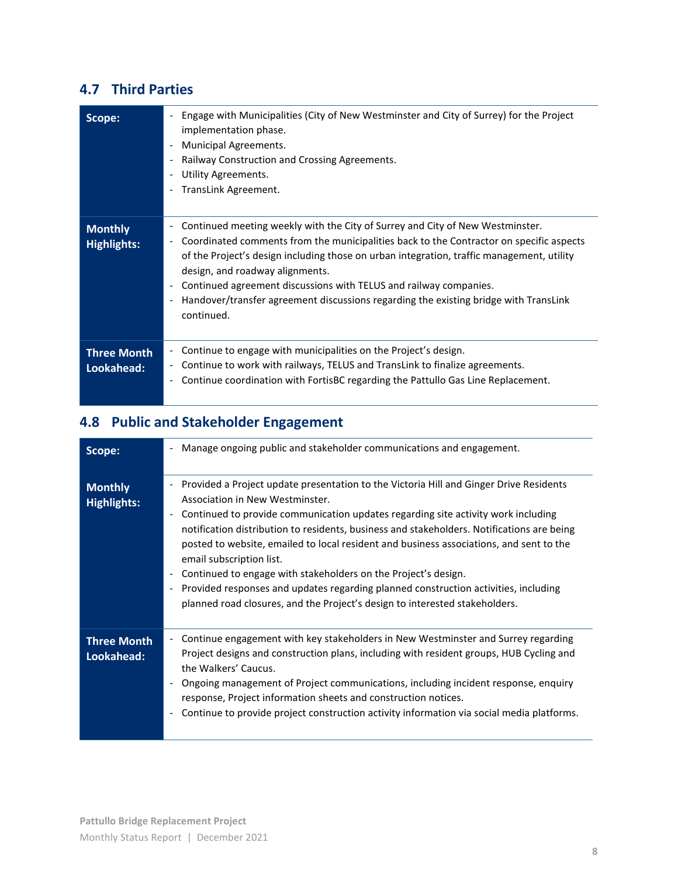## 4.7 Third Parties

| | |
|---|---|
| **Scope:** | - Engage with Municipalities (City of New Westminster and City of Surrey) for the Project implementation phase.<br>- Municipal Agreements.<br>- Railway Construction and Crossing Agreements.<br>- Utility Agreements.<br>- TransLink Agreement. |
| **Monthly Highlights:** | - Continued meeting weekly with the City of Surrey and City of New Westminster.<br>- Coordinated comments from the municipalities back to the Contractor on specific aspects of the Project's design including those on urban integration, traffic management, utility design, and roadway alignments.<br>- Continued agreement discussions with TELUS and railway companies.<br>- Handover/transfer agreement discussions regarding the existing bridge with TransLink continued. |
| **Three Month Lookahead:** | - Continue to engage with municipalities on the Project's design.<br>- Continue to work with railways, TELUS and TransLink to finalize agreements.<br>- Continue coordination with FortisBC regarding the Pattullo Gas Line Replacement. |

## 4.8 Public and Stakeholder Engagement

| | |
|---|---|
| **Scope:** | - Manage ongoing public and stakeholder communications and engagement. |
| **Monthly Highlights:** | - Provided a Project update presentation to the Victoria Hill and Ginger Drive Residents Association in New Westminster.<br>- Continued to provide communication updates regarding site activity work including notification distribution to residents, business and stakeholders. Notifications are being posted to website, emailed to local resident and business associations, and sent to the email subscription list.<br>- Continued to engage with stakeholders on the Project's design.<br>- Provided responses and updates regarding planned construction activities, including planned road closures, and the Project's design to interested stakeholders. |
| **Three Month Lookahead:** | - Continue engagement with key stakeholders in New Westminster and Surrey regarding Project designs and construction plans, including with resident groups, HUB Cycling and the Walkers' Caucus.<br>- Ongoing management of Project communications, including incident response, enquiry response, Project information sheets and construction notices.<br>- Continue to provide project construction activity information via social media platforms. |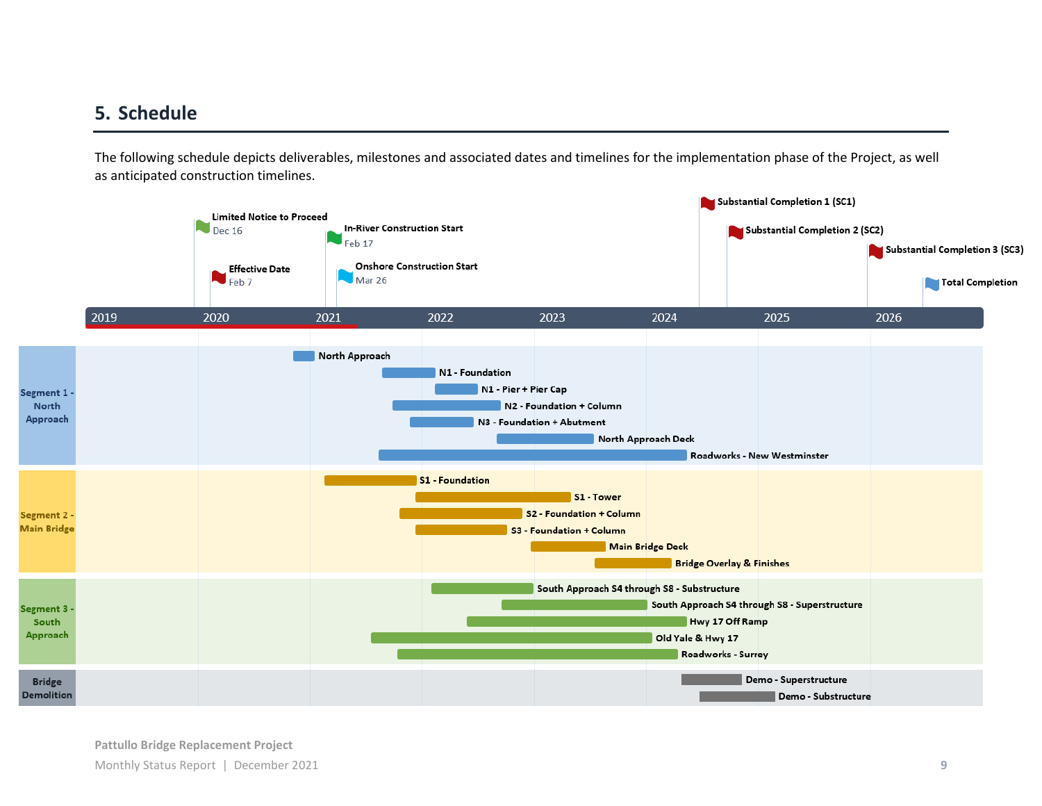## 5. Schedule

The following schedule depicts deliverables, milestones and associated dates and timelines for the implementation phase of the Project, as well as anticipated construction timelines.

**Milestones:**

- Limited Notice to Proceed – Dec 16
- Effective Date – Feb 7
- In-River Construction Start – Feb 17
- Onshore Construction Start – Mar 26
- Substantial Completion 1 (SC1)
- Substantial Completion 2 (SC2)
- Substantial Completion 3 (SC3)
- Total Completion

Timeline: 2019 | 2020 | 2021 | 2022 | 2023 | 2024 | 2025 | 2026

**Segment 1 - North Approach**

- North Approach
- N1 - Foundation
- N1 - Pier + Pier Cap
- N2 - Foundation + Column
- N3 - Foundation + Abutment
- North Approach Deck
- Roadworks - New Westminster

**Segment 2 - Main Bridge**

- S1 - Foundation
- S1 - Tower
- S2 - Foundation + Column
- S3 - Foundation + Column
- Main Bridge Deck
- Bridge Overlay & Finishes

**Segment 3 - South Approach**

- South Approach S4 through S8 - Substructure
- South Approach S4 through S8 - Superstructure
- Hwy 17 Off Ramp
- Old Yale & Hwy 17
- Roadworks - Surrey

**Bridge Demolition**

- Demo - Superstructure
- Demo - Substructure

Pattullo Bridge Replacement Project

Monthly Status Report | December 2021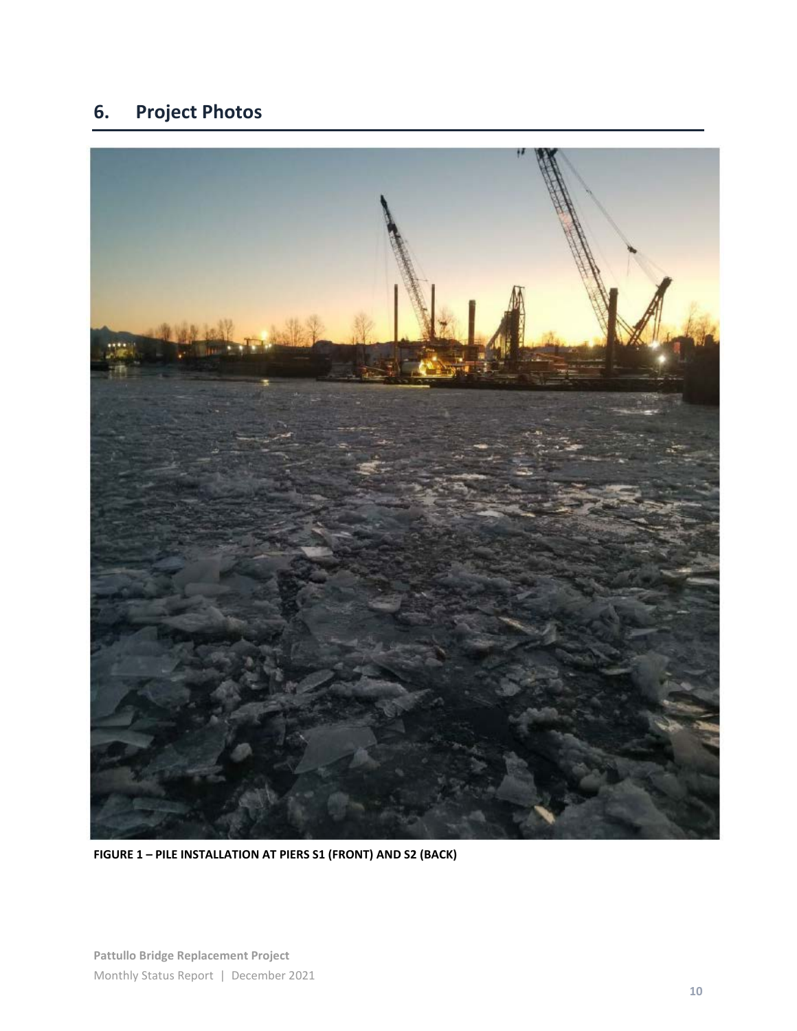## 6. Project Photos

FIGURE 1 – PILE INSTALLATION AT PIERS S1 (FRONT) AND S2 (BACK)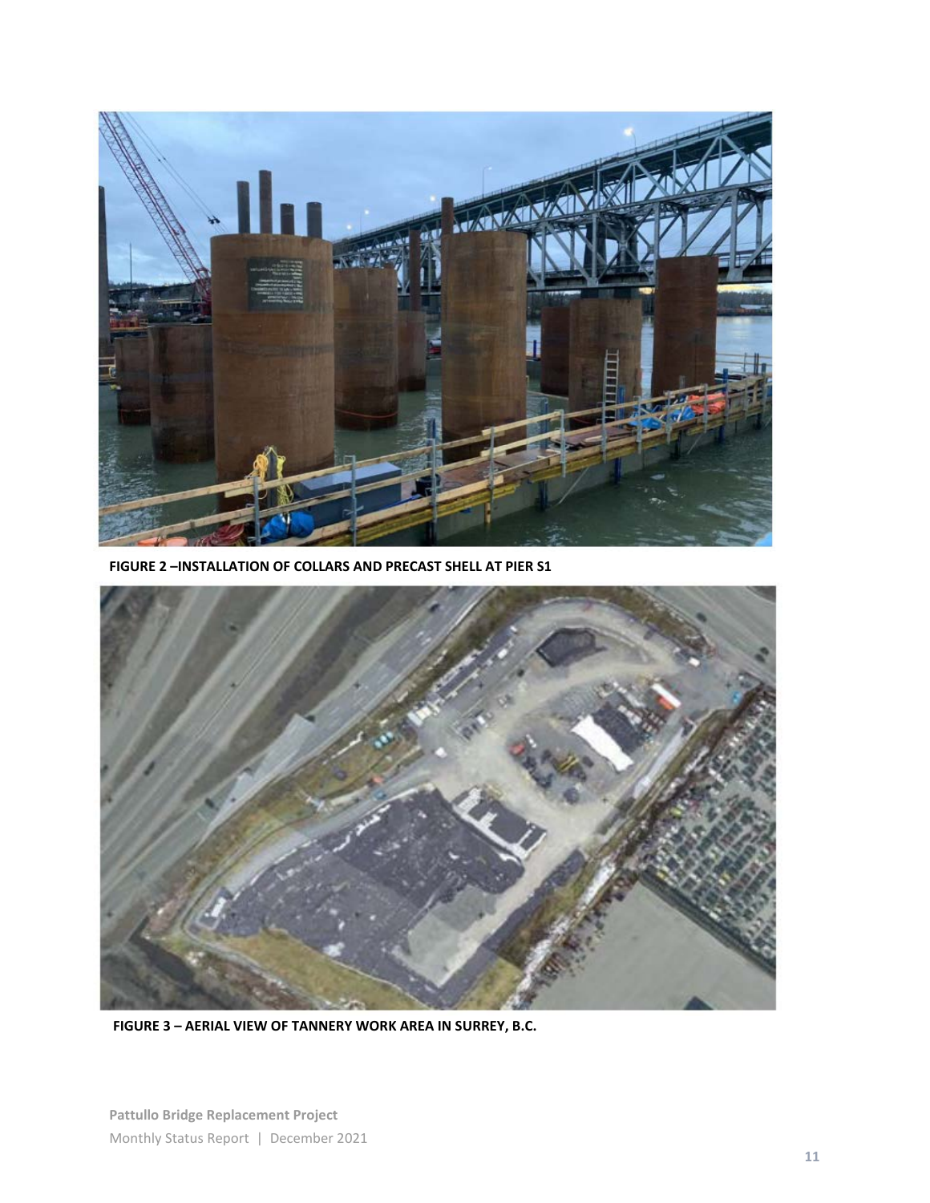**FIGURE 2 –INSTALLATION OF COLLARS AND PRECAST SHELL AT PIER S1**

**FIGURE 3 – AERIAL VIEW OF TANNERY WORK AREA IN SURREY, B.C.**